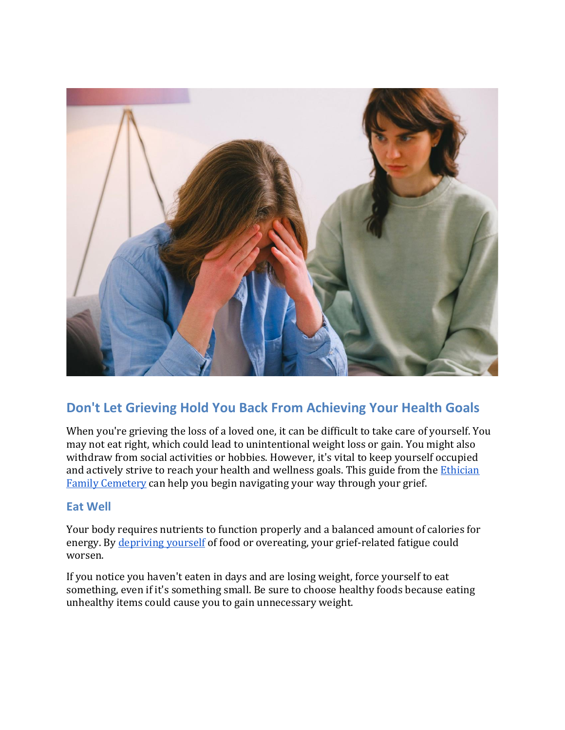## Don't Let Grieving Hold You Back From Achieving Your Health Goals

When you're grieving the loss of a loved one, it can be difficult to take care of yourself. You may not eat right, which could lead to unintentional weight loss or gain. You might also withdraw from social activities or hobbies. However, it's vital to keep yourself occupied and actively strive to reach your health and wellness goals. This guide from the Ethician Family Cemetery can help you begin navigating your way through your grief.

### Eat Well

Your body requires nutrients to function properly and a balanced amount of calories for energy. By depriving yourself of food or overeating, your grief-related fatigue could worsen.

If you notice you haven't eaten in days and are losing weight, force yourself to eat something, even if it's something small. Be sure to choose healthy foods because eating unhealthy items could cause you to gain unnecessary weight.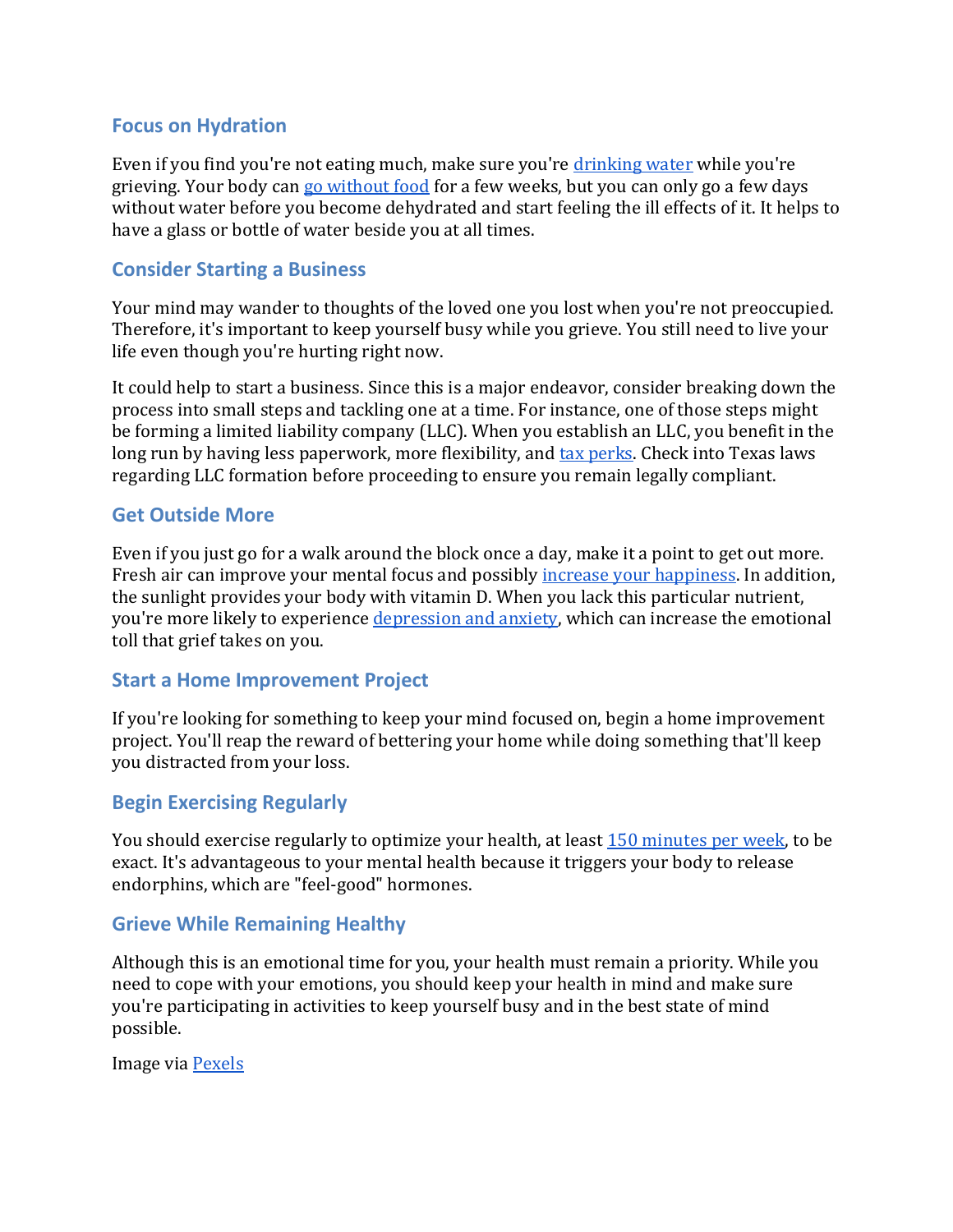## Focus on Hydration

Even if you find you're not eating much, make sure you're drinking water while you're grieving. Your body can go without food for a few weeks, but you can only go a few days without water before you become dehydrated and start feeling the ill effects of it. It helps to have a glass or bottle of water beside you at all times.

## Consider Starting a Business

Your mind may wander to thoughts of the loved one you lost when you're not preoccupied. Therefore, it's important to keep yourself busy while you grieve. You still need to live your life even though you're hurting right now.

It could help to start a business. Since this is a major endeavor, consider breaking down the process into small steps and tackling one at a time. For instance, one of those steps might be forming a limited liability company (LLC). When you establish an LLC, you benefit in the long run by having less paperwork, more flexibility, and tax perks. Check into Texas laws regarding LLC formation before proceeding to ensure you remain legally compliant.

## Get Outside More

Even if you just go for a walk around the block once a day, make it a point to get out more. Fresh air can improve your mental focus and possibly increase your happiness. In addition, the sunlight provides your body with vitamin D. When you lack this particular nutrient, you're more likely to experience depression and anxiety, which can increase the emotional toll that grief takes on you.

## Start a Home Improvement Project

If you're looking for something to keep your mind focused on, begin a home improvement project. You'll reap the reward of bettering your home while doing something that'll keep you distracted from your loss.

## Begin Exercising Regularly

You should exercise regularly to optimize your health, at least 150 minutes per week, to be exact. It's advantageous to your mental health because it triggers your body to release endorphins, which are "feel-good" hormones.

## Grieve While Remaining Healthy

Although this is an emotional time for you, your health must remain a priority. While you need to cope with your emotions, you should keep your health in mind and make sure you're participating in activities to keep yourself busy and in the best state of mind possible.

Image via Pexels